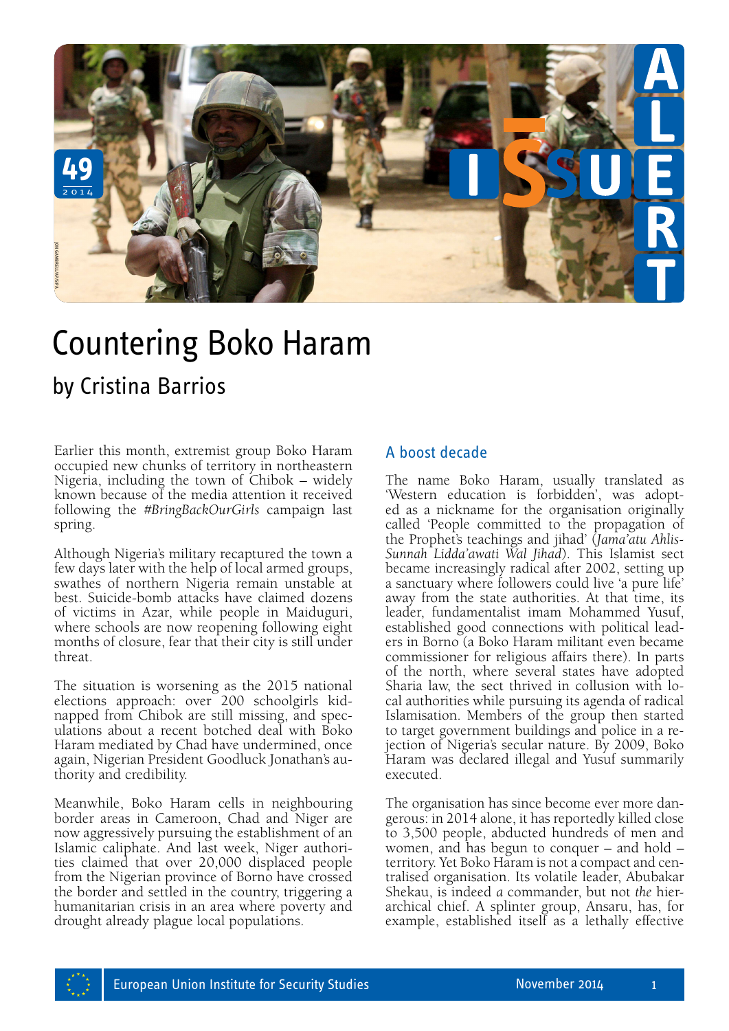# Countering Boko Haram

## by Cristina Barrios

Earlier this month, extremist group Boko Haram occupied new chunks of territory in northeastern Nigeria, including the town of Chibok – widely known because of the media attention it received following the *#BringBackOurGirls* campaign last spring.

Although Nigeria's military recaptured the town a few days later with the help of local armed groups, swathes of northern Nigeria remain unstable at best. Suicide-bomb attacks have claimed dozens of victims in Azar, while people in Maiduguri, where schools are now reopening following eight months of closure, fear that their city is still under threat.

The situation is worsening as the 2015 national elections approach: over 200 schoolgirls kidnapped from Chibok are still missing, and speculations about a recent botched deal with Boko Haram mediated by Chad have undermined, once again, Nigerian President Goodluck Jonathan's authority and credibility.

Meanwhile, Boko Haram cells in neighbouring border areas in Cameroon, Chad and Niger are now aggressively pursuing the establishment of an Islamic caliphate. And last week, Niger authorities claimed that over 20,000 displaced people from the Nigerian province of Borno have crossed the border and settled in the country, triggering a humanitarian crisis in an area where poverty and drought already plague local populations.

### A boost decade

The name Boko Haram, usually translated as 'Western education is forbidden', was adopted as a nickname for the organisation originally called 'People committed to the propagation of the Prophet's teachings and jihad' (*Jama'atu Ahlis-Sunnah Lidda'awati Wal Jihad*). This Islamist sect became increasingly radical after 2002, setting up a sanctuary where followers could live 'a pure life' away from the state authorities. At that time, its leader, fundamentalist imam Mohammed Yusuf, established good connections with political leaders in Borno (a Boko Haram militant even became commissioner for religious affairs there). In parts of the north, where several states have adopted Sharia law, the sect thrived in collusion with local authorities while pursuing its agenda of radical Islamisation. Members of the group then started to target government buildings and police in a rejection of Nigeria's secular nature. By 2009, Boko Haram was declared illegal and Yusuf summarily executed.

The organisation has since become ever more dangerous: in 2014 alone, it has reportedly killed close to 3,500 people, abducted hundreds of men and women, and has begun to conquer – and hold – territory. Yet Boko Haram is not a compact and centralised organisation. Its volatile leader, Abubakar Shekau, is indeed *a* commander, but not *the* hierarchical chief. A splinter group, Ansaru, has, for example, established itself as a lethally effective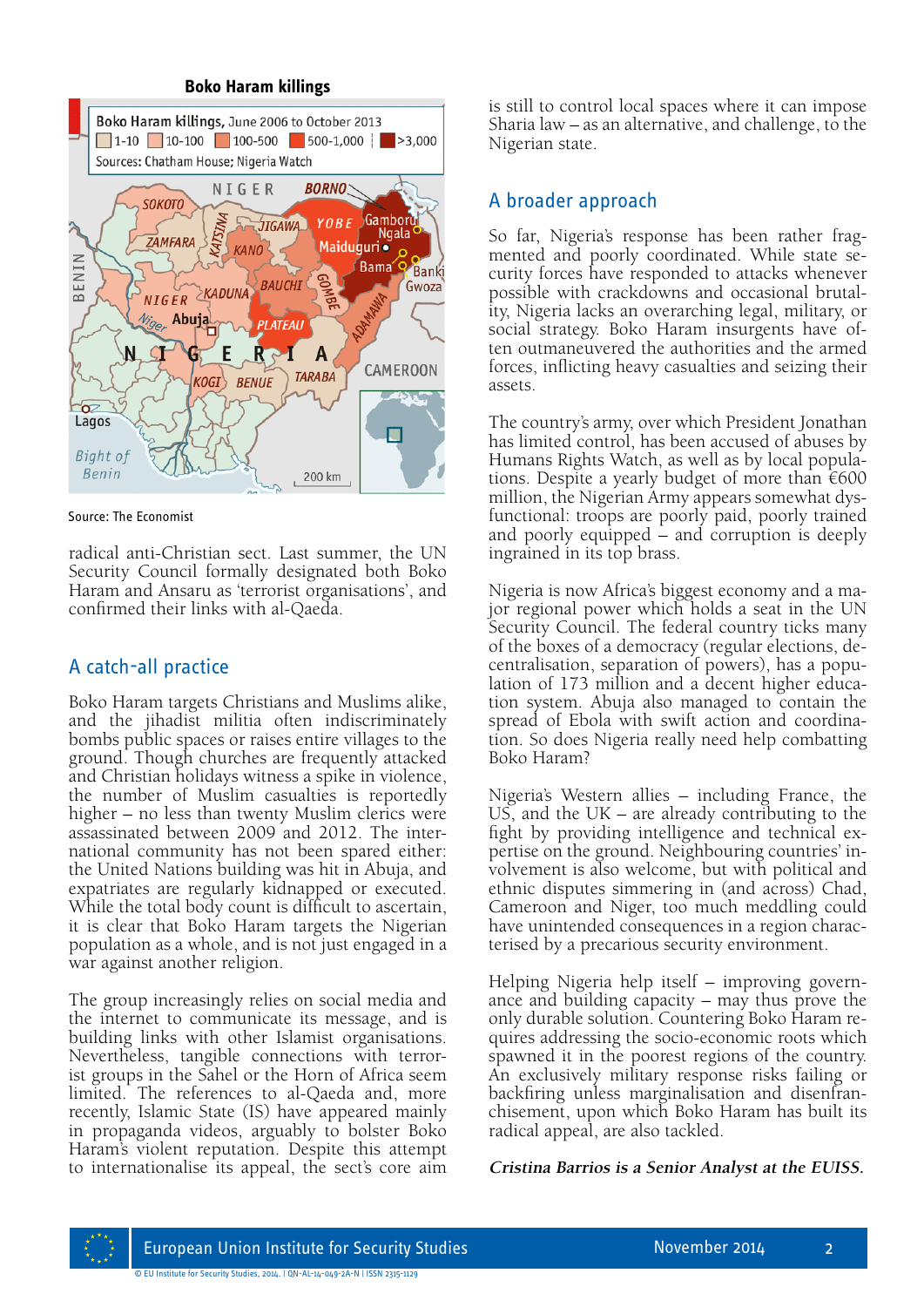**Boko Haram killings**

Boko Haram killings, June 2006 to October 2013

1-10 | 10-100 | 100-500 | 500-1,000 | >3,000

Sources: Chatham House; Nigeria Watch

NIGER
BORNO
SOKOTO
ZAMFARA
KATSINA
JIGAWA
YOBE
Gamboru Ngala
Maiduguri
KANO
Bama
Banki
Gwoza
BENIN
BAUCHI
GOMBE
NIGER
KADUNA
Abuja
Niger
PLATEAU
ADAMAWA
NIGERIA
KOGI
BENUE
TARABA
CAMEROON
Lagos
Bight of Benin
200 km

Source: The Economist

radical anti-Christian sect. Last summer, the UN Security Council formally designated both Boko Haram and Ansaru as 'terrorist organisations', and confirmed their links with al-Qaeda.

## A catch-all practice

Boko Haram targets Christians and Muslims alike, and the jihadist militia often indiscriminately bombs public spaces or raises entire villages to the ground. Though churches are frequently attacked and Christian holidays witness a spike in violence, the number of Muslim casualties is reportedly higher – no less than twenty Muslim clerics were assassinated between 2009 and 2012. The international community has not been spared either: the United Nations building was hit in Abuja, and expatriates are regularly kidnapped or executed. While the total body count is difficult to ascertain, it is clear that Boko Haram targets the Nigerian population as a whole, and is not just engaged in a war against another religion.

The group increasingly relies on social media and the internet to communicate its message, and is building links with other Islamist organisations. Nevertheless, tangible connections with terrorist groups in the Sahel or the Horn of Africa seem limited. The references to al-Qaeda and, more recently, Islamic State (IS) have appeared mainly in propaganda videos, arguably to bolster Boko Haram's violent reputation. Despite this attempt to internationalise its appeal, the sect's core aim is still to control local spaces where it can impose Sharia law – as an alternative, and challenge, to the Nigerian state.

## A broader approach

So far, Nigeria's response has been rather fragmented and poorly coordinated. While state security forces have responded to attacks whenever possible with crackdowns and occasional brutality, Nigeria lacks an overarching legal, military, or social strategy. Boko Haram insurgents have often outmaneuvered the authorities and the armed forces, inflicting heavy casualties and seizing their assets.

The country's army, over which President Jonathan has limited control, has been accused of abuses by Humans Rights Watch, as well as by local populations. Despite a yearly budget of more than €600 million, the Nigerian Army appears somewhat dysfunctional: troops are poorly paid, poorly trained and poorly equipped – and corruption is deeply ingrained in its top brass.

Nigeria is now Africa's biggest economy and a major regional power which holds a seat in the UN Security Council. The federal country ticks many of the boxes of a democracy (regular elections, decentralisation, separation of powers), has a population of 173 million and a decent higher education system. Abuja also managed to contain the spread of Ebola with swift action and coordination. So does Nigeria really need help combatting Boko Haram?

Nigeria's Western allies – including France, the US, and the UK – are already contributing to the fight by providing intelligence and technical expertise on the ground. Neighbouring countries' involvement is also welcome, but with political and ethnic disputes simmering in (and across) Chad, Cameroon and Niger, too much meddling could have unintended consequences in a region characterised by a precarious security environment.

Helping Nigeria help itself – improving governance and building capacity – may thus prove the only durable solution. Countering Boko Haram requires addressing the socio-economic roots which spawned it in the poorest regions of the country. An exclusively military response risks failing or backfiring unless marginalisation and disenfranchisement, upon which Boko Haram has built its radical appeal, are also tackled.

***Cristina Barrios is a Senior Analyst at the EUISS.***

© EU Institute for Security Studies, 2014. | QN-AL-14-049-2A-N | ISSN 2315-1129